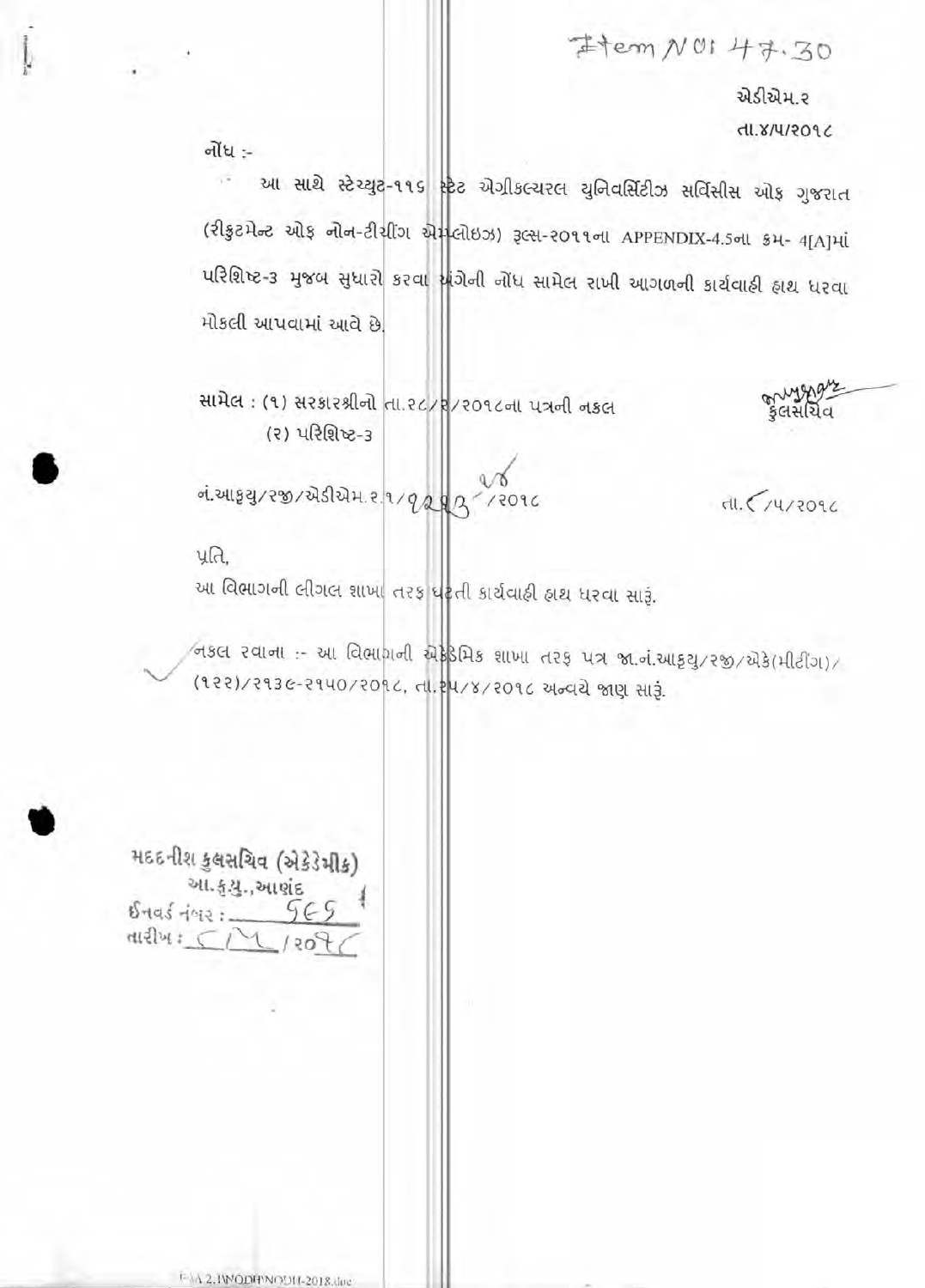Item No: 47.30

એડીએમ.ર

તા.૪/૫/૨૦૧૮

નોંધ :-

આ સાથે સ્ટેચ્યુટ-૧૧૬ સ્ટેટ એગ્રીકલ્ચરલ યુનિવર્સિટીઝ સર્વિસીસ ઓફ ગુજરાત (રીક્રુટમેન્ટ ઓફ નોન-ટીચીંગ એમ્પ્લોઇઝ) રૂલ્સ-૨૦૧૧ના APPENDIX-4.5ના ક્રમ- 4[A]માં પરિશિષ્ટ-૩ મુજબ સુધારો કરવા અંગેની નોંધ સામેલ રાખી આગળની કાર્યવાહી હાથ ધરવા મોકલી આપવામાં આવે છે.

સામેલ : (૧) સરકારશ્રીનો તા.૨૮/૨/૨૦૧૮ના પત્રની નકલ
(૨) પરિશિષ્ટ-૩

કુલસચિવ

નં.આકૃયુ/રજી/એડીએમ.૨.૧/૧૨૧૩/૨૦૧૮

તા.૮/૫/૨૦૧૮

પ્રતિ,

આ વિભાગની લીગલ શાખા તરફ ઘટતી કાર્યવાહી હાથ ધરવા સારૂં.

નકલ રવાના :- આ વિભાગની એકેડેમિક શાખા તરફ પત્ર જા.નં.આકૃયુ/રજી/એકે(મીટીંગ)/(૧૨૨)/૨૧૩૯-૨૧૫૦/૨૦૧૮, તા.૨૫/૪/૨૦૧૮ અન્વયે જાણ સારૂં.

મદદનીશ કુલસચિવ (એકેડેમીક)
આ.કૃ.યુ., આણંદ
ઈનવર્ડ નંબર : 565
તારીખ : 8/5/2018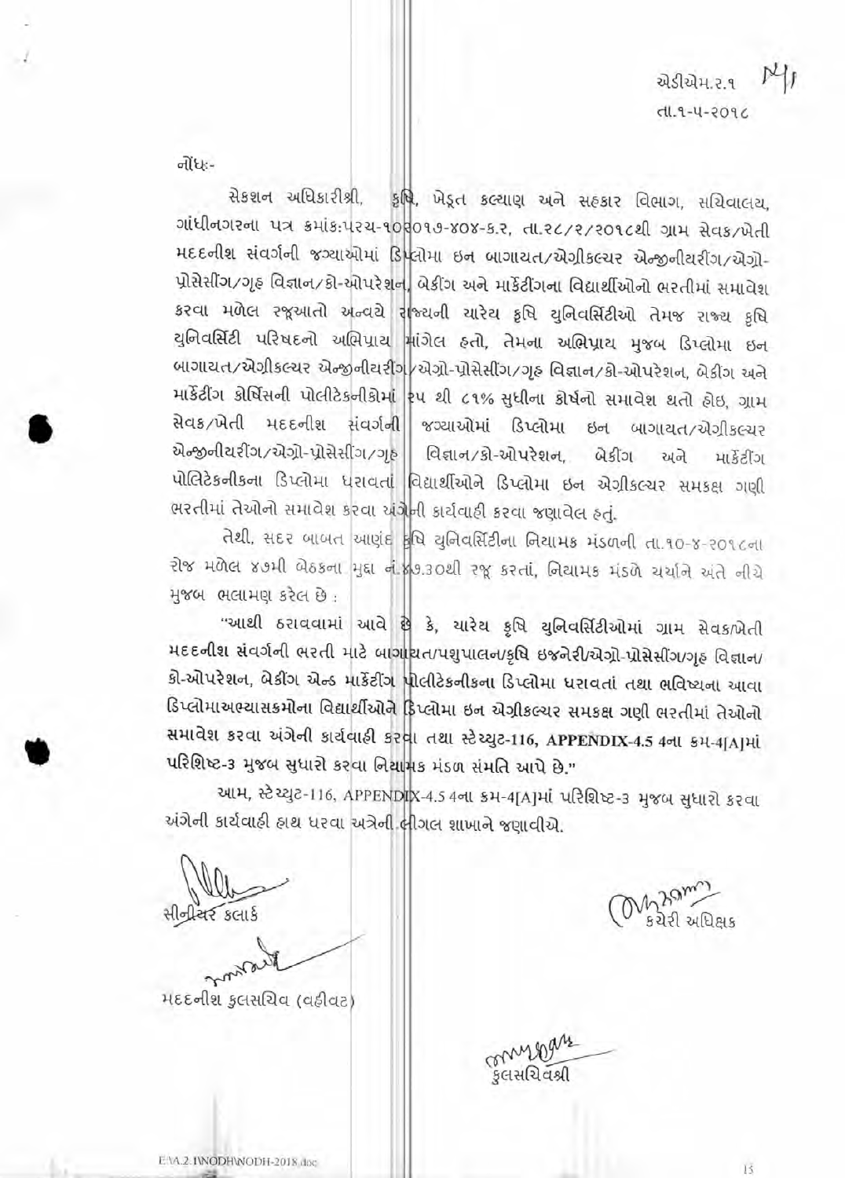એડીએમ.૨.૧ 141
તા.૧-૫-૨૦૧૮

નોંધ:-

સેકશન અધિકારીશ્રી, કૃષિ, ખેડૂત કલ્યાણ અને સહકાર વિભાગ, સચિવાલય, ગાંધીનગરના પત્ર ક્રમાંક:પરચ-૧૦૨૦૧૭-૪૦૪-ક.ર, તા.૨૮/૨/૨૦૧૮થી ગ્રામ સેવક/ખેતી મદદનીશ સંવર્ગની જગ્યાઓમાં ડિપ્લોમા ઇન બાગાયત/એગ્રીકલ્ચર એન્જીનીયરીંગ/એગ્રો-પ્રોસેસીંગ/ગૃહ વિજ્ઞાન/કો-ઓપરેશન, બેકીંગ અને માર્કેટીંગના વિદ્યાર્થીઓનો ભરતીમાં સમાવેશ કરવા મળેલ રજૂઆતો અન્વયે રાજ્યની ચારેય કૃષિ યુનિવર્સિટીઓ તેમજ રાજ્ય કૃષિ યુનિવર્સિટી પરિષદનો અભિપ્રાય માંગેલ હતો, તેમના અભિપ્રાય મુજબ ડિપ્લોમા ઇન બાગાયત/એગ્રીકલ્ચર એન્જીનીયરીંગ/એગ્રો-પ્રોસેસીંગ/ગૃહ વિજ્ઞાન/કો-ઓપરેશન, બેકીંગ અને માર્કેટીંગ કોર્ષિસની પોલીટેકનીકોમાં ૬૫ થી ૮૧% સુધીના કોર્ષનો સમાવેશ થતો હોઇ, ગ્રામ સેવક/ખેતી મદદનીશ સંવર્ગની જગ્યાઓમાં ડિપ્લોમા ઇન બાગાયત/એગ્રીકલ્ચર એન્જીનીયરીંગ/એગ્રો-પ્રોસેસીંગ/ગૃહ વિજ્ઞાન/કો-ઓપરેશન, બેકીંગ અને માર્કેટીંગ પોલિટેકનીકના ડિપ્લોમા ધરાવતાં વિદ્યાર્થીઓને ડિપ્લોમા ઇન એગ્રીકલ્ચર સમકક્ષ ગણી ભરતીમાં તેઓનો સમાવેશ કરવા અંગેની કાર્યવાહી કરવા જણાવેલ હતું.

તેથી, સદર બાબત આણંદ કૃષિ યુનિવર્સિટીના નિયામક મંડળની તા.૧૦-૪-૨૦૧૮ના રોજ મળેલ ૪૭મી બેઠકના મુદ્દા નં.૪૭.૩૦થી રજૂ કરતાં, નિયામક મંડળે ચર્ચાને અંતે નીચે મુજબ ભલામણ કરેલ છે :

**"આથી ઠરાવવામાં આવે છે કે, ચારેય કૃષિ યુનિવર્સિટીઓમાં ગ્રામ સેવક/ખેતી મદદનીશ સંવર્ગની ભરતી માટે બાગાયત/પશુપાલન/કૃષિ ઇજનેરી/એગ્રો-પ્રોસેસીંગ/ગૃહ વિજ્ઞાન/કો-ઓપરેશન, બેકીંગ એન્ડ માર્કેટીંગ પોલીટેકનીકના ડિપ્લોમા ધરાવતાં તથા ભવિષ્યના આવા ડિપ્લોમાઅભ્યાસક્રમોના વિદ્યાર્થીઓને ડિપ્લોમા ઇન એગ્રીકલ્ચર સમકક્ષ ગણી ભરતીમાં તેઓનો સમાવેશ કરવા અંગેની કાર્યવાહી કરવા તથા સ્ટેચ્યુટ-116, APPENDIX-4.5 4ના ક્રમ-4[A]માં પરિશિષ્ટ-૩ મુજબ સુધારો કરવા નિયામક મંડળ સંમતિ આપે છે."**

આમ, સ્ટેચ્યુટ-116, APPENDIX-4.5 4ના ક્રમ-4[A]માં પરિશિષ્ટ-૩ મુજબ સુધારો કરવા અંગેની કાર્યવાહી હાથ ધરવા અત્રેની લીગલ શાખાને જણાવીએ.

સીનીયર કલાર્ક

કચેરી અધિક્ષક

મદદનીશ કુલસચિવ (વહીવટ)

કુલસચિવશ્રી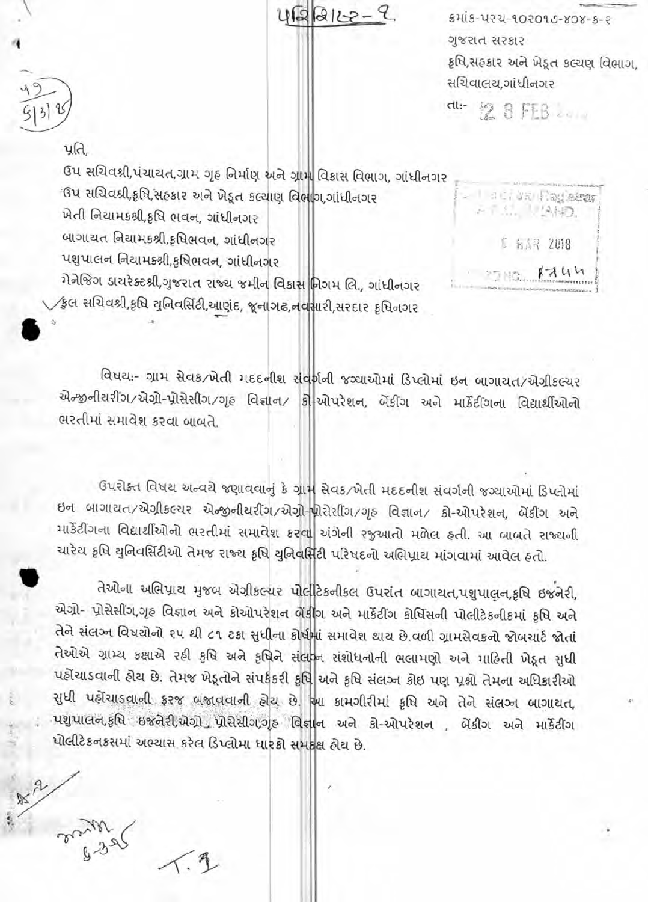પરિશિષ્ટ-૧

ક્રમાંક-પરચ-૧૦૨૦૧૭-૪૦૪-ક-૨
ગુજરાત સરકાર
કૃષિ,સહકાર અને ખેડૂત કલ્યાણ વિભાગ,
સચિવાલય,ગાંધીનગર
તા:- 28 FEB

પ્રતિ,
ઉપ સચિવશ્રી,પંચાયત,ગ્રામ ગૃહ નિર્માણ અને ગ્રામ વિકાસ વિભાગ, ગાંધીનગર
ઉપ સચિવશ્રી,કૃષિ,સહકાર અને ખેડૂત કલ્યાણ વિભાગ,ગાંધીનગર
ખેતી નિયામકશ્રી,કૃષિ ભવન, ગાંધીનગર
બાગાયત નિયામકશ્રી,કૃષિભવન, ગાંધીનગર
પશુપાલન નિયામકશ્રી,કૃષિભવન, ગાંધીનગર
મેનેજિંગ ડાયરેક્ટરશ્રી,ગુજરાત રાજ્ય જમીન વિકાસ નિગમ લિ., ગાંધીનગર
કુલ સચિવશ્રી,કૃષિ યુનિવર્સિટી,આણંદ, જૂનાગઢ,નવસારી,સરદાર કૃષિનગર

વિષય:- ગ્રામ સેવક/ખેતી મદદનીશ સંવર્ગની જગ્યાઓમાં ડિપ્લોમાં ઇન બાગાયત/એગ્રીકલ્ચર એન્જીનીયરીંગ/એગ્રો-પ્રોસેસીંગ/ગૃહ વિજ્ઞાન/ કો-ઓપરેશન, બેંકીંગ અને માર્કેટીંગના વિદ્યાર્થીઓનો ભરતીમાં સમાવેશ કરવા બાબતે.

ઉપરોક્ત વિષય અન્વયે જણાવવાનું કે ગ્રામ સેવક/ખેતી મદદનીશ સંવર્ગની જગ્યાઓમાં ડિપ્લોમાં ઇન બાગાયત/એગ્રીકલ્ચર એન્જીનીયરીંગ/એગ્રો-પ્રોસેસીંગ/ગૃહ વિજ્ઞાન/ કો-ઓપરેશન, બેંકીંગ અને માર્કેટીંગના વિદ્યાર્થીઓનો ભરતીમાં સમાવેશ કરવા અંગેની રજુઆતો મળેલ હતી. આ બાબતે રાજ્યની ચારેય કૃષિ યુનિવર્સિટીઓ તેમજ રાજ્ય કૃષિ યુનિવર્સિટી પરિષદનો અભિપ્રાય માંગવામાં આવેલ હતો.

તેઓના અભિપ્રાય મુજબ એગ્રીકલ્ચર પોલીટેકનીકલ ઉપરાંત બાગાયત,પશુપાલન,કૃષિ ઇજનેરી, એગ્રો- પ્રોસેસીંગ,ગૃહ વિજ્ઞાન અને કોઓપરેશન બેંકીંગ અને માર્કેટીંગ કોર્ષિસની પોલીટેકનીકમાં કૃષિ અને તેને સંલગ્ન વિષયોનો ૨૫ થી ૮૧ ટકા સુધીના કોર્ષમાં સમાવેશ થાય છે.વળી ગ્રામસેવકનો જોબચાર્ટ જોતાં તેઓએ ગ્રામ્ય કક્ષાએ રહી કૃષિ અને કૃષિને સંલગ્ન સંશોધનોની ભલામણો અને માહિતી ખેડૂત સુધી પહોંચાડવાની હોય છે. તેમજ ખેડૂતોને સંપર્કકરી કૃષિ અને કૃષિ સંલગ્ન કોઇ પણ પ્રશ્નો તેમના અધિકારીઓ સુધી પહોંચાડવાની ફરજ બજાવવાની હોય છે. આ કામગીરીમાં કૃષિ અને તેને સંલગ્ન બાગાયત, પશુપાલન,કૃષિ ઇજનેરી,એગ્રો પ્રોસેસીંગ,ગૃહ વિજ્ઞાન અને કો-ઓપરેશન , બેંકીંગ અને માર્કેટીંગ પોલીટેકનકસમાં અભ્યાસ કરેલ ડિપ્લોમા ધારકો સમકક્ષ હોય છે.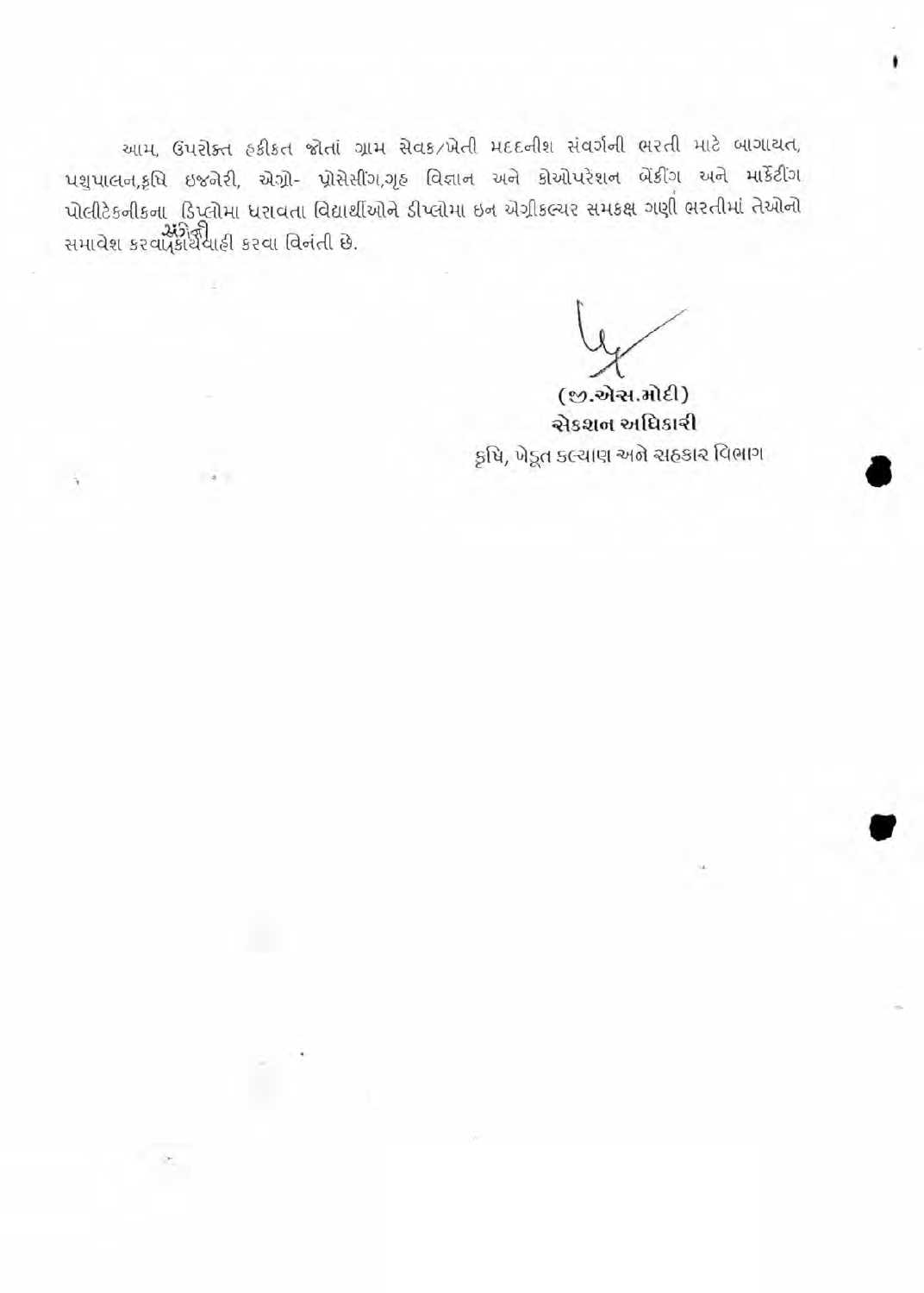આમ, ઉપરોક્ત હકીકત જોતાં ગ્રામ સેવક/ખેતી મદદનીશ સંવર્ગની ભરતી માટે બાગાયત, પશુપાલન,કૃષિ ઇજનેરી, એગ્રો- પ્રોસેસીંગ,ગૃહ વિજ્ઞાન અને કોઓપરેશન બેંકીંગ અને માર્કેટીંગ પોલીટેકનીકના ડિપ્લોમા ધરાવતા વિદ્યાર્થીઓને ડીપ્લોમા ઇન એગ્રીકલ્ચર સમકક્ષ ગણી ભરતીમાં તેઓનો સમાવેશ કરવા અંગેની કાર્યવાહી કરવા વિનંતી છે.

(જી.એસ.મોદી)
**સેકશન અધિકારી**
કૃષિ, ખેડૂત કલ્યાણ અને સહકાર વિભાગ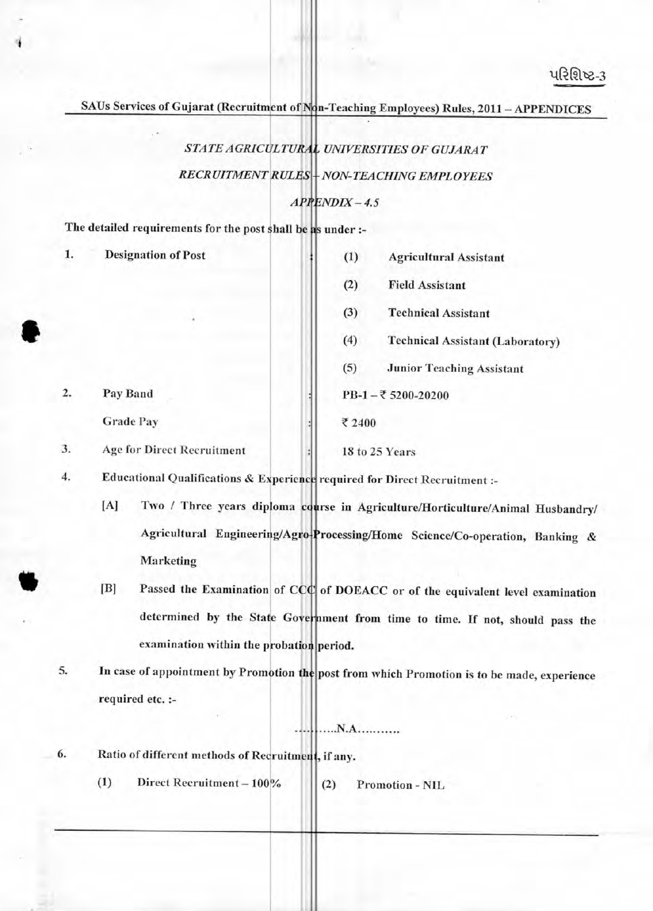પરિશિષ્ટ-3

SAUs Services of Gujarat (Recruitment of Non-Teaching Employees) Rules, 2011 – APPENDICES

### *STATE AGRICULTURAL UNIVERSITIES OF GUJARAT*

### *RECRUITMENT RULES – NON-TEACHING EMPLOYEES*

### *APPENDIX – 4.5*

**The detailed requirements for the post shall be as under :-**

1. **Designation of Post** :
   - (1) **Agricultural Assistant**
   - (2) **Field Assistant**
   - (3) **Technical Assistant**
   - (4) **Technical Assistant (Laboratory)**
   - (5) **Junior Teaching Assistant**

2. Pay Band : PB-1 – ₹ 5200-20200

   Grade Pay : ₹ 2400

3. Age for Direct Recruitment : 18 to 25 Years

4. **Educational Qualifications & Experience required for Direct Recruitment :-**

   [A] **Two / Three years diploma course in Agriculture/Horticulture/Animal Husbandry/ Agricultural Engineering/Agro-Processing/Home Science/Co-operation, Banking & Marketing**

   [B] **Passed the Examination of CCC of DOEACC or of the equivalent level examination determined by the State Government from time to time. If not, should pass the examination within the probation period.**

5. **In case of appointment by Promotion the post from which Promotion is to be made, experience required etc. :-**

   ..........N.A..........

6. Ratio of different methods of Recruitment, if any.

   (1) Direct Recruitment – 100% (2) Promotion - NIL